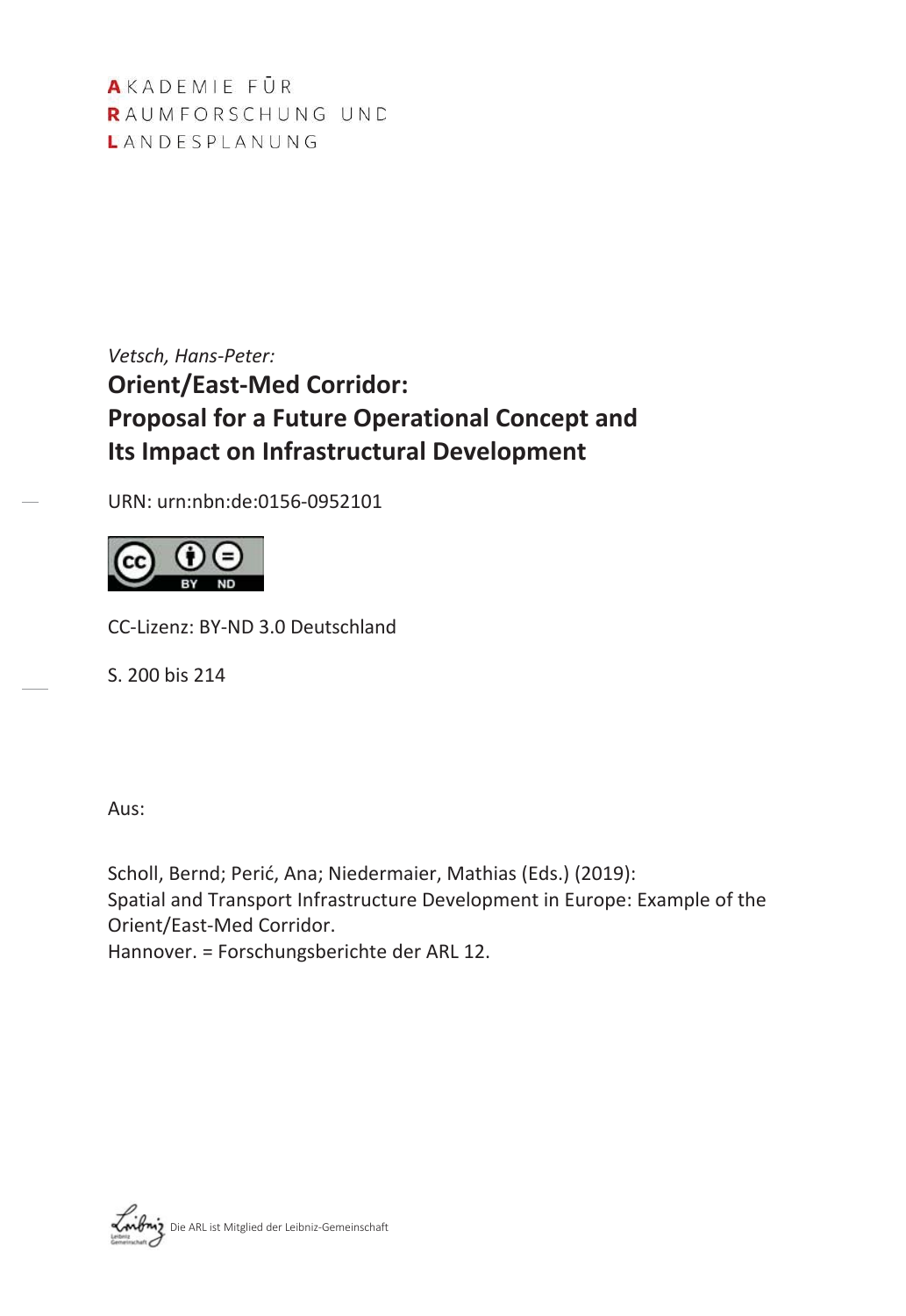AKADEMIE FÜR
RAUMFORSCHUNG UND
LANDESPLANUNG

*Vetsch, Hans-Peter:*

# Orient/East-Med Corridor: Proposal for a Future Operational Concept and Its Impact on Infrastructural Development

URN: urn:nbn:de:0156-0952101

CC-Lizenz: BY-ND 3.0 Deutschland

S. 200 bis 214

Aus:

Scholl, Bernd; Perić, Ana; Niedermaier, Mathias (Eds.) (2019):
Spatial and Transport Infrastructure Development in Europe: Example of the Orient/East-Med Corridor.
Hannover. = Forschungsberichte der ARL 12.

Die ARL ist Mitglied der Leibniz-Gemeinschaft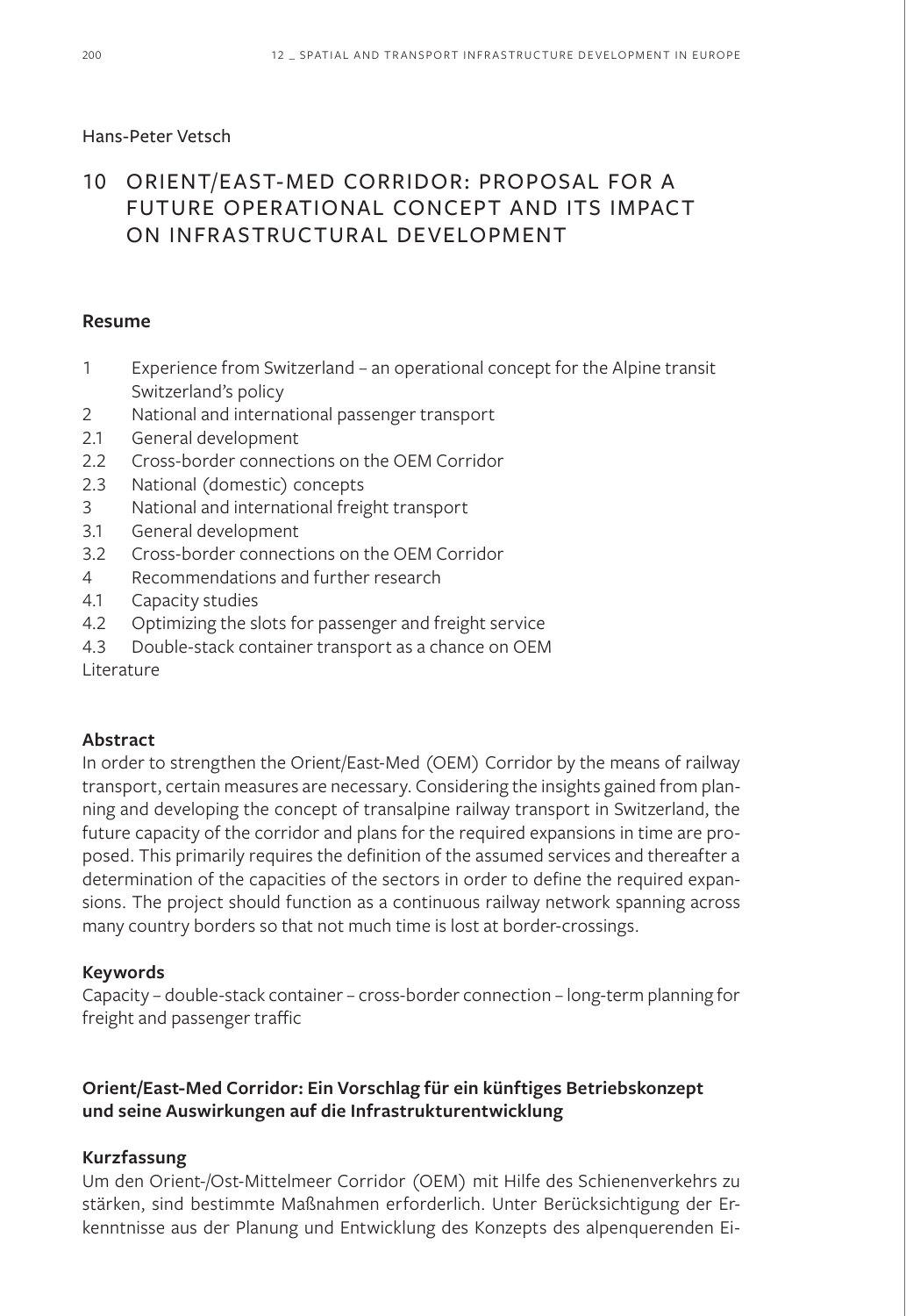Hans-Peter Vetsch

# 10 ORIENT/EAST-MED CORRIDOR: PROPOSAL FOR A FUTURE OPERATIONAL CONCEPT AND ITS IMPACT ON INFRASTRUCTURAL DEVELOPMENT

**Resume**

1 Experience from Switzerland – an operational concept for the Alpine transit Switzerland's policy
2 National and international passenger transport
2.1 General development
2.2 Cross-border connections on the OEM Corridor
2.3 National (domestic) concepts
3 National and international freight transport
3.1 General development
3.2 Cross-border connections on the OEM Corridor
4 Recommendations and further research
4.1 Capacity studies
4.2 Optimizing the slots for passenger and freight service
4.3 Double-stack container transport as a chance on OEM
Literature

**Abstract**

In order to strengthen the Orient/East-Med (OEM) Corridor by the means of railway transport, certain measures are necessary. Considering the insights gained from planning and developing the concept of transalpine railway transport in Switzerland, the future capacity of the corridor and plans for the required expansions in time are proposed. This primarily requires the definition of the assumed services and thereafter a determination of the capacities of the sectors in order to define the required expansions. The project should function as a continuous railway network spanning across many country borders so that not much time is lost at border-crossings.

**Keywords**

Capacity – double-stack container – cross-border connection – long-term planning for freight and passenger traffic

**Orient/East-Med Corridor: Ein Vorschlag für ein künftiges Betriebskonzept und seine Auswirkungen auf die Infrastrukturentwicklung**

**Kurzfassung**

Um den Orient-/Ost-Mittelmeer Corridor (OEM) mit Hilfe des Schienenverkehrs zu stärken, sind bestimmte Maßnahmen erforderlich. Unter Berücksichtigung der Erkenntnisse aus der Planung und Entwicklung des Konzepts des alpenquerenden Ei-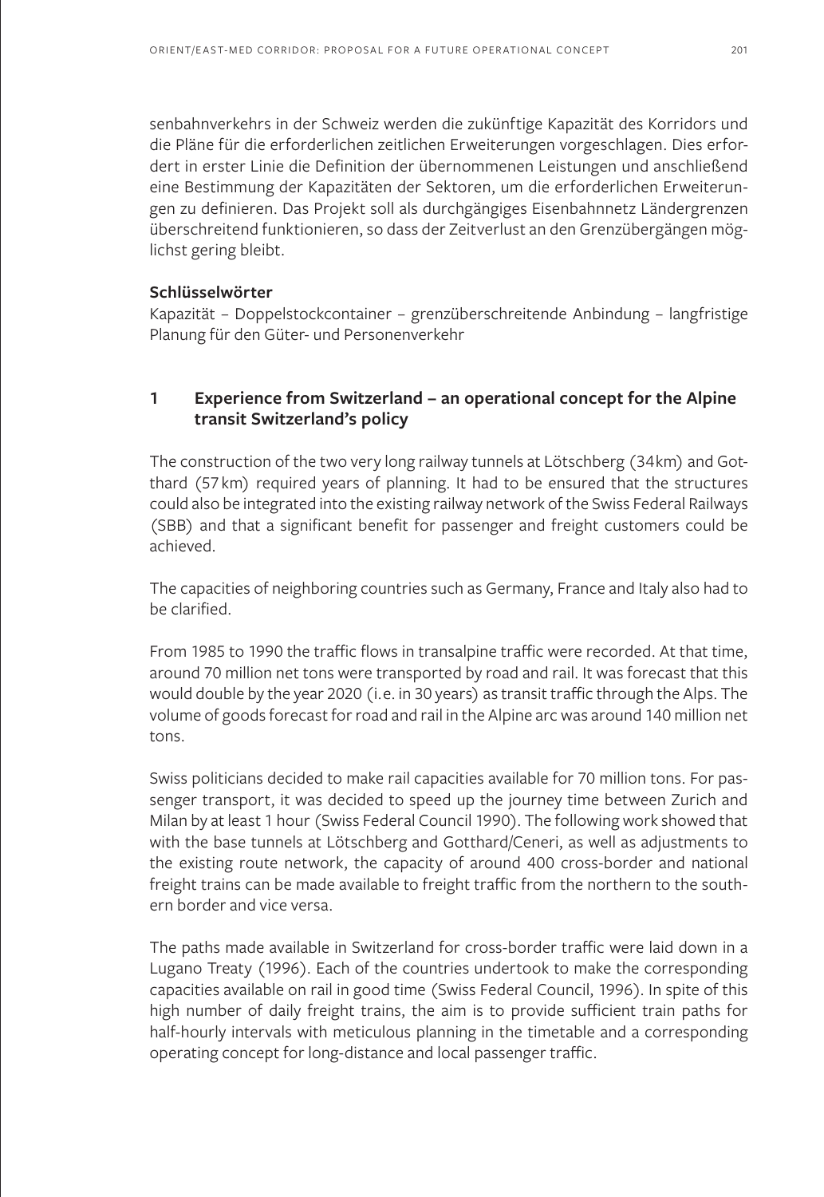senbahnverkehrs in der Schweiz werden die zukünftige Kapazität des Korridors und die Pläne für die erforderlichen zeitlichen Erweiterungen vorgeschlagen. Dies erfordert in erster Linie die Definition der übernommenen Leistungen und anschließend eine Bestimmung der Kapazitäten der Sektoren, um die erforderlichen Erweiterungen zu definieren. Das Projekt soll als durchgängiges Eisenbahnnetz Ländergrenzen überschreitend funktionieren, so dass der Zeitverlust an den Grenzübergängen möglichst gering bleibt.

**Schlüsselwörter**

Kapazität – Doppelstockcontainer – grenzüberschreitende Anbindung – langfristige Planung für den Güter- und Personenverkehr

## 1 Experience from Switzerland – an operational concept for the Alpine transit Switzerland's policy

The construction of the two very long railway tunnels at Lötschberg (34 km) and Gotthard (57 km) required years of planning. It had to be ensured that the structures could also be integrated into the existing railway network of the Swiss Federal Railways (SBB) and that a significant benefit for passenger and freight customers could be achieved.

The capacities of neighboring countries such as Germany, France and Italy also had to be clarified.

From 1985 to 1990 the traffic flows in transalpine traffic were recorded. At that time, around 70 million net tons were transported by road and rail. It was forecast that this would double by the year 2020 (i.e. in 30 years) as transit traffic through the Alps. The volume of goods forecast for road and rail in the Alpine arc was around 140 million net tons.

Swiss politicians decided to make rail capacities available for 70 million tons. For passenger transport, it was decided to speed up the journey time between Zurich and Milan by at least 1 hour (Swiss Federal Council 1990). The following work showed that with the base tunnels at Lötschberg and Gotthard/Ceneri, as well as adjustments to the existing route network, the capacity of around 400 cross-border and national freight trains can be made available to freight traffic from the northern to the southern border and vice versa.

The paths made available in Switzerland for cross-border traffic were laid down in a Lugano Treaty (1996). Each of the countries undertook to make the corresponding capacities available on rail in good time (Swiss Federal Council, 1996). In spite of this high number of daily freight trains, the aim is to provide sufficient train paths for half-hourly intervals with meticulous planning in the timetable and a corresponding operating concept for long-distance and local passenger traffic.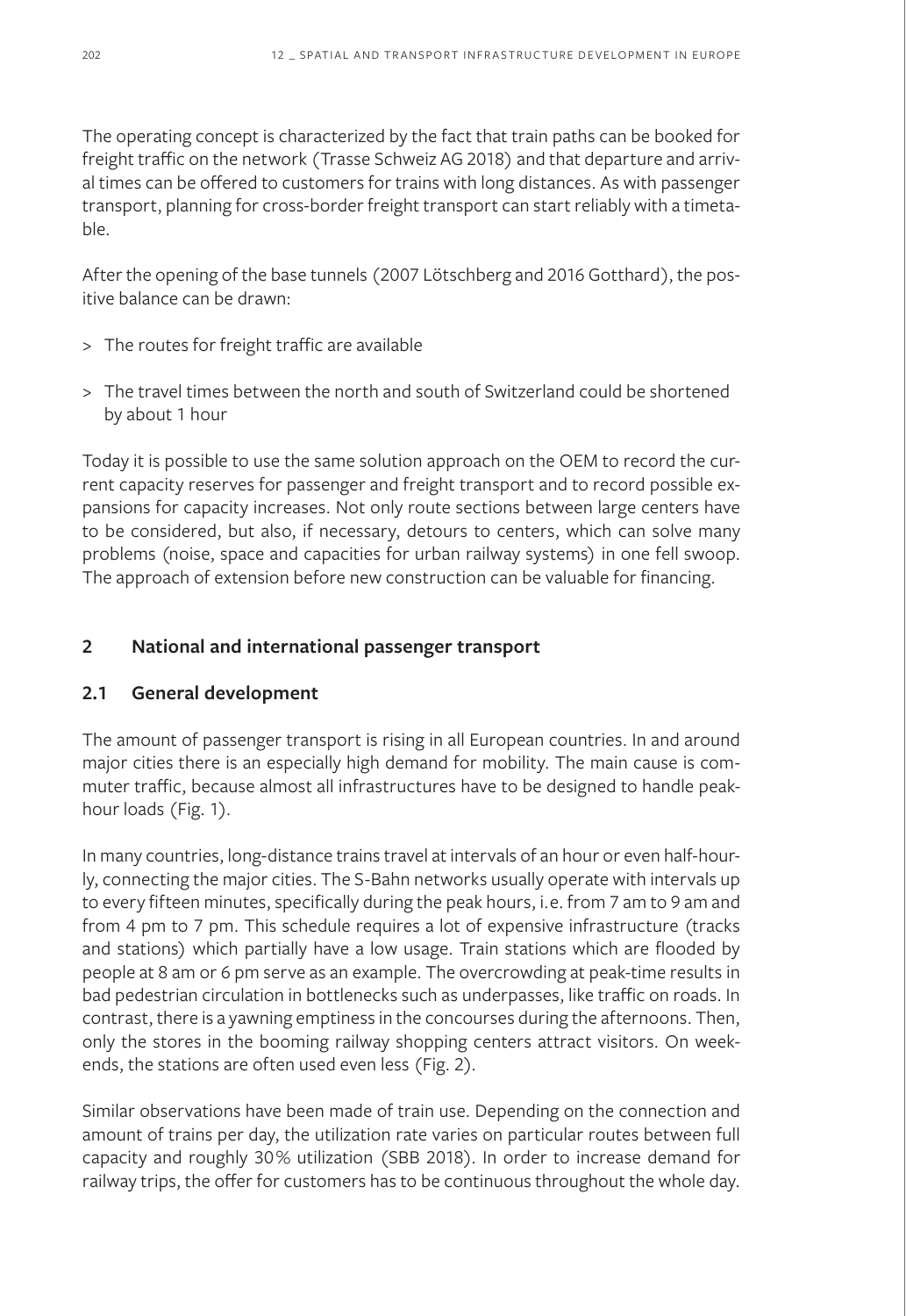The operating concept is characterized by the fact that train paths can be booked for freight traffic on the network (Trasse Schweiz AG 2018) and that departure and arrival times can be offered to customers for trains with long distances. As with passenger transport, planning for cross-border freight transport can start reliably with a timetable.

After the opening of the base tunnels (2007 Lötschberg and 2016 Gotthard), the positive balance can be drawn:

> The routes for freight traffic are available

> The travel times between the north and south of Switzerland could be shortened by about 1 hour

Today it is possible to use the same solution approach on the OEM to record the current capacity reserves for passenger and freight transport and to record possible expansions for capacity increases. Not only route sections between large centers have to be considered, but also, if necessary, detours to centers, which can solve many problems (noise, space and capacities for urban railway systems) in one fell swoop. The approach of extension before new construction can be valuable for financing.

## 2 National and international passenger transport

### 2.1 General development

The amount of passenger transport is rising in all European countries. In and around major cities there is an especially high demand for mobility. The main cause is commuter traffic, because almost all infrastructures have to be designed to handle peak-hour loads (Fig. 1).

In many countries, long-distance trains travel at intervals of an hour or even half-hourly, connecting the major cities. The S-Bahn networks usually operate with intervals up to every fifteen minutes, specifically during the peak hours, i.e. from 7 am to 9 am and from 4 pm to 7 pm. This schedule requires a lot of expensive infrastructure (tracks and stations) which partially have a low usage. Train stations which are flooded by people at 8 am or 6 pm serve as an example. The overcrowding at peak-time results in bad pedestrian circulation in bottlenecks such as underpasses, like traffic on roads. In contrast, there is a yawning emptiness in the concourses during the afternoons. Then, only the stores in the booming railway shopping centers attract visitors. On weekends, the stations are often used even less (Fig. 2).

Similar observations have been made of train use. Depending on the connection and amount of trains per day, the utilization rate varies on particular routes between full capacity and roughly 30% utilization (SBB 2018). In order to increase demand for railway trips, the offer for customers has to be continuous throughout the whole day.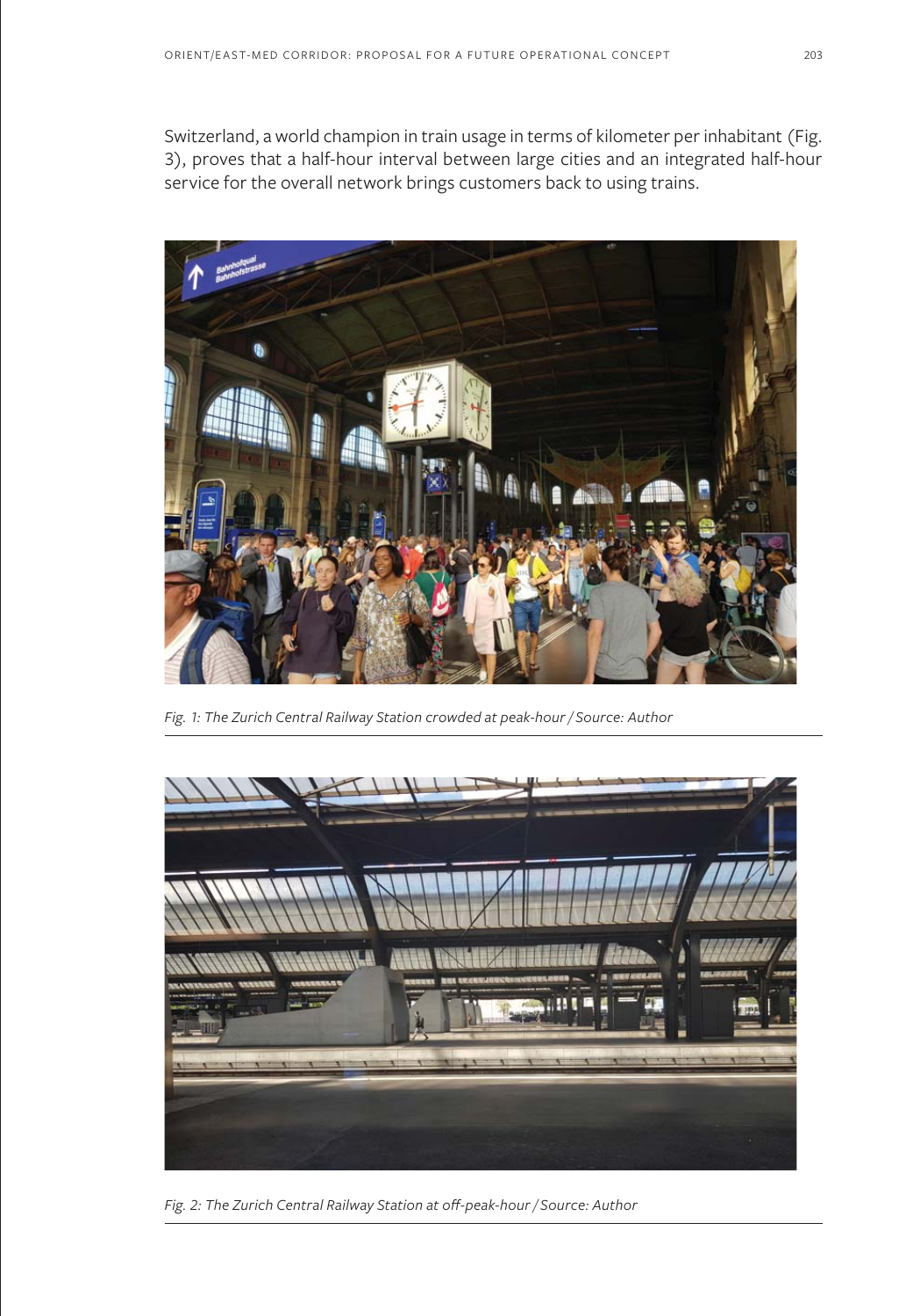Switzerland, a world champion in train usage in terms of kilometer per inhabitant (Fig. 3), proves that a half-hour interval between large cities and an integrated half-hour service for the overall network brings customers back to using trains.

*Fig. 1: The Zurich Central Railway Station crowded at peak-hour / Source: Author*

*Fig. 2: The Zurich Central Railway Station at off-peak-hour / Source: Author*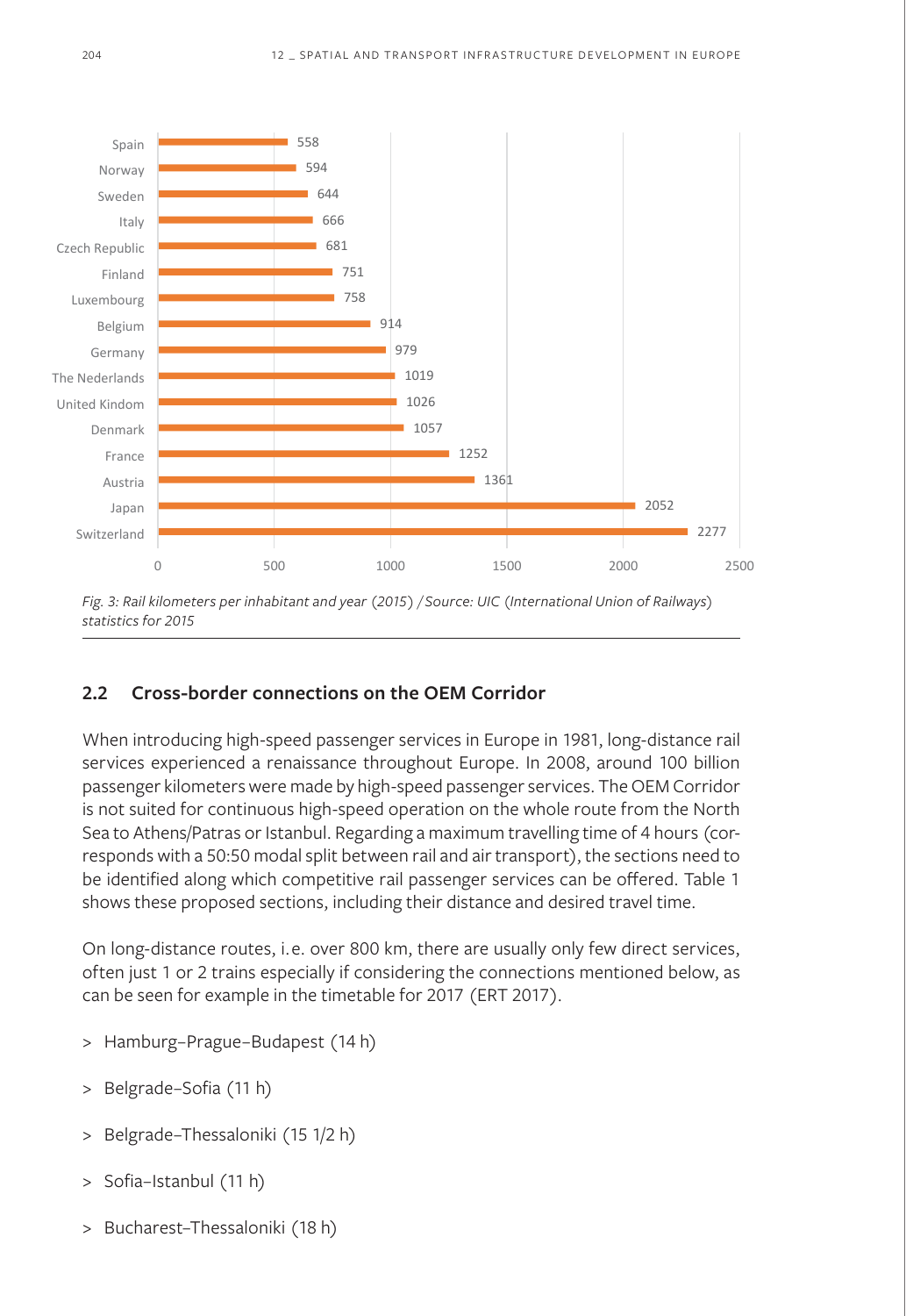| Country | Rail kilometers per inhabitant and year |
|---|---|
| Spain | 558 |
| Norway | 594 |
| Sweden | 644 |
| Italy | 666 |
| Czech Republic | 681 |
| Finland | 751 |
| Luxembourg | 758 |
| Belgium | 914 |
| Germany | 979 |
| The Nederlands | 1019 |
| United Kindom | 1026 |
| Denmark | 1057 |
| France | 1252 |
| Austria | 1361 |
| Japan | 2052 |
| Switzerland | 2277 |

*Fig. 3: Rail kilometers per inhabitant and year (2015) / Source: UIC (International Union of Railways) statistics for 2015*

## 2.2 Cross-border connections on the OEM Corridor

When introducing high-speed passenger services in Europe in 1981, long-distance rail services experienced a renaissance throughout Europe. In 2008, around 100 billion passenger kilometers were made by high-speed passenger services. The OEM Corridor is not suited for continuous high-speed operation on the whole route from the North Sea to Athens/Patras or Istanbul. Regarding a maximum travelling time of 4 hours (corresponds with a 50:50 modal split between rail and air transport), the sections need to be identified along which competitive rail passenger services can be offered. Table 1 shows these proposed sections, including their distance and desired travel time.

On long-distance routes, i.e. over 800 km, there are usually only few direct services, often just 1 or 2 trains especially if considering the connections mentioned below, as can be seen for example in the timetable for 2017 (ERT 2017).

> Hamburg–Prague–Budapest (14 h)

> Belgrade–Sofia (11 h)

> Belgrade–Thessaloniki (15 1/2 h)

> Sofia–Istanbul (11 h)

> Bucharest–Thessaloniki (18 h)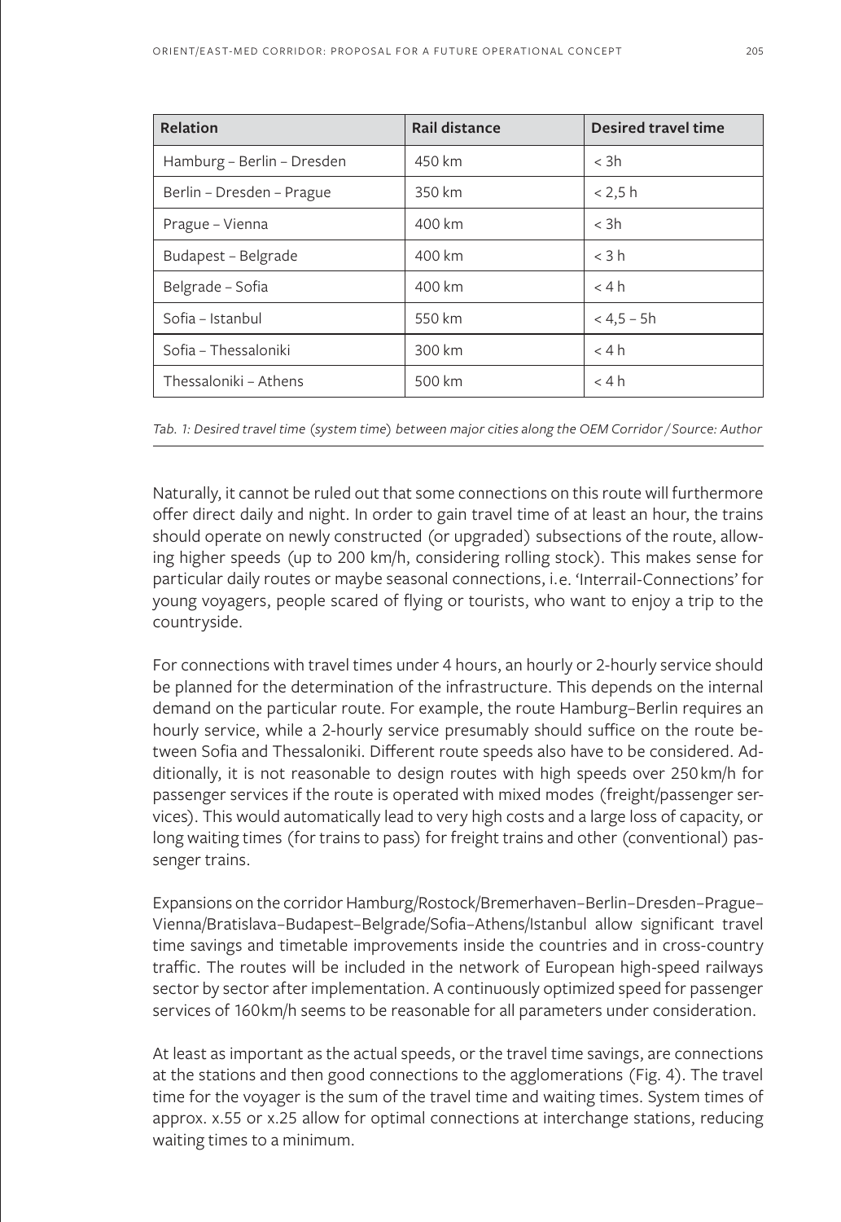| Relation | Rail distance | Desired travel time |
|---|---|---|
| Hamburg – Berlin – Dresden | 450 km | < 3h |
| Berlin – Dresden – Prague | 350 km | < 2,5 h |
| Prague – Vienna | 400 km | < 3h |
| Budapest – Belgrade | 400 km | < 3 h |
| Belgrade – Sofia | 400 km | < 4 h |
| Sofia – Istanbul | 550 km | < 4,5 – 5h |
| Sofia – Thessaloniki | 300 km | < 4 h |
| Thessaloniki – Athens | 500 km | < 4 h |

*Tab. 1: Desired travel time (system time) between major cities along the OEM Corridor / Source: Author*

Naturally, it cannot be ruled out that some connections on this route will furthermore offer direct daily and night. In order to gain travel time of at least an hour, the trains should operate on newly constructed (or upgraded) subsections of the route, allowing higher speeds (up to 200 km/h, considering rolling stock). This makes sense for particular daily routes or maybe seasonal connections, i.e. 'Interrail-Connections' for young voyagers, people scared of flying or tourists, who want to enjoy a trip to the countryside.

For connections with travel times under 4 hours, an hourly or 2-hourly service should be planned for the determination of the infrastructure. This depends on the internal demand on the particular route. For example, the route Hamburg–Berlin requires an hourly service, while a 2-hourly service presumably should suffice on the route between Sofia and Thessaloniki. Different route speeds also have to be considered. Additionally, it is not reasonable to design routes with high speeds over 250 km/h for passenger services if the route is operated with mixed modes (freight/passenger services). This would automatically lead to very high costs and a large loss of capacity, or long waiting times (for trains to pass) for freight trains and other (conventional) passenger trains.

Expansions on the corridor Hamburg/Rostock/Bremerhaven–Berlin–Dresden–Prague–Vienna/Bratislava–Budapest–Belgrade/Sofia–Athens/Istanbul allow significant travel time savings and timetable improvements inside the countries and in cross-country traffic. The routes will be included in the network of European high-speed railways sector by sector after implementation. A continuously optimized speed for passenger services of 160 km/h seems to be reasonable for all parameters under consideration.

At least as important as the actual speeds, or the travel time savings, are connections at the stations and then good connections to the agglomerations (Fig. 4). The travel time for the voyager is the sum of the travel time and waiting times. System times of approx. x.55 or x.25 allow for optimal connections at interchange stations, reducing waiting times to a minimum.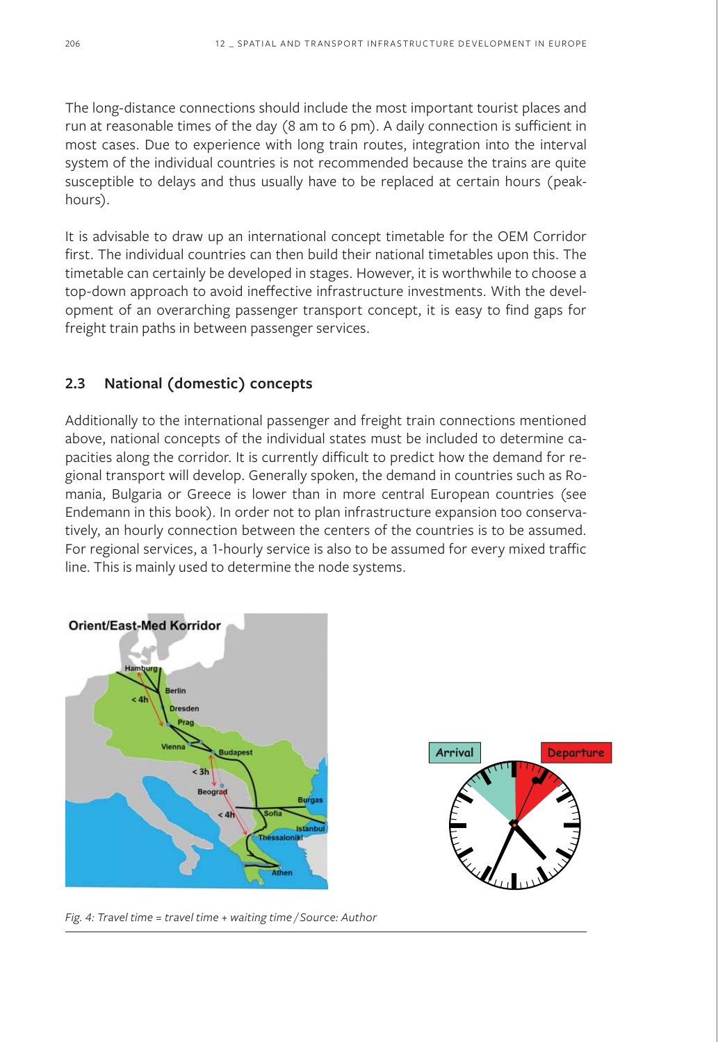The long-distance connections should include the most important tourist places and run at reasonable times of the day (8 am to 6 pm). A daily connection is sufficient in most cases. Due to experience with long train routes, integration into the interval system of the individual countries is not recommended because the trains are quite susceptible to delays and thus usually have to be replaced at certain hours (peak-hours).

It is advisable to draw up an international concept timetable for the OEM Corridor first. The individual countries can then build their national timetables upon this. The timetable can certainly be developed in stages. However, it is worthwhile to choose a top-down approach to avoid ineffective infrastructure investments. With the development of an overarching passenger transport concept, it is easy to find gaps for freight train paths in between passenger services.

### 2.3 National (domestic) concepts

Additionally to the international passenger and freight train connections mentioned above, national concepts of the individual states must be included to determine capacities along the corridor. It is currently difficult to predict how the demand for regional transport will develop. Generally spoken, the demand in countries such as Romania, Bulgaria or Greece is lower than in more central European countries (see Endemann in this book). In order not to plan infrastructure expansion too conservatively, an hourly connection between the centers of the countries is to be assumed. For regional services, a 1-hourly service is also to be assumed for every mixed traffic line. This is mainly used to determine the node systems.

*Fig. 4: Travel time = travel time + waiting time / Source: Author*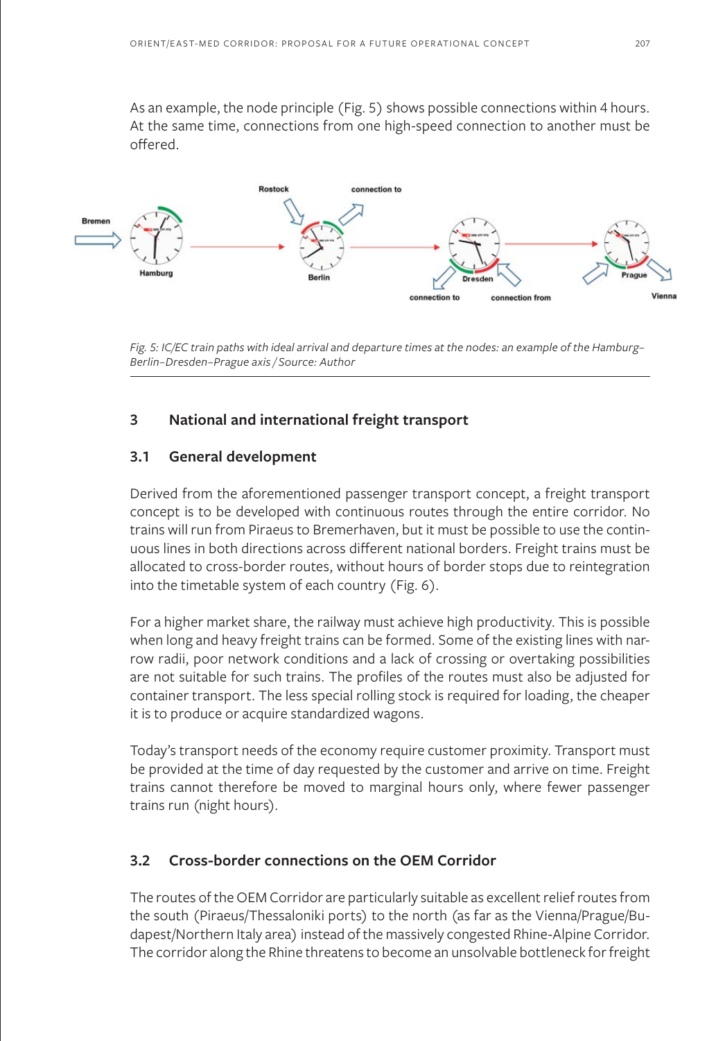As an example, the node principle (Fig. 5) shows possible connections within 4 hours. At the same time, connections from one high-speed connection to another must be offered.

*Fig. 5: IC/EC train paths with ideal arrival and departure times at the nodes: an example of the Hamburg–Berlin–Dresden–Prague axis / Source: Author*

## 3 National and international freight transport

### 3.1 General development

Derived from the aforementioned passenger transport concept, a freight transport concept is to be developed with continuous routes through the entire corridor. No trains will run from Piraeus to Bremerhaven, but it must be possible to use the continuous lines in both directions across different national borders. Freight trains must be allocated to cross-border routes, without hours of border stops due to reintegration into the timetable system of each country (Fig. 6).

For a higher market share, the railway must achieve high productivity. This is possible when long and heavy freight trains can be formed. Some of the existing lines with narrow radii, poor network conditions and a lack of crossing or overtaking possibilities are not suitable for such trains. The profiles of the routes must also be adjusted for container transport. The less special rolling stock is required for loading, the cheaper it is to produce or acquire standardized wagons.

Today's transport needs of the economy require customer proximity. Transport must be provided at the time of day requested by the customer and arrive on time. Freight trains cannot therefore be moved to marginal hours only, where fewer passenger trains run (night hours).

### 3.2 Cross-border connections on the OEM Corridor

The routes of the OEM Corridor are particularly suitable as excellent relief routes from the south (Piraeus/Thessaloniki ports) to the north (as far as the Vienna/Prague/Budapest/Northern Italy area) instead of the massively congested Rhine-Alpine Corridor. The corridor along the Rhine threatens to become an unsolvable bottleneck for freight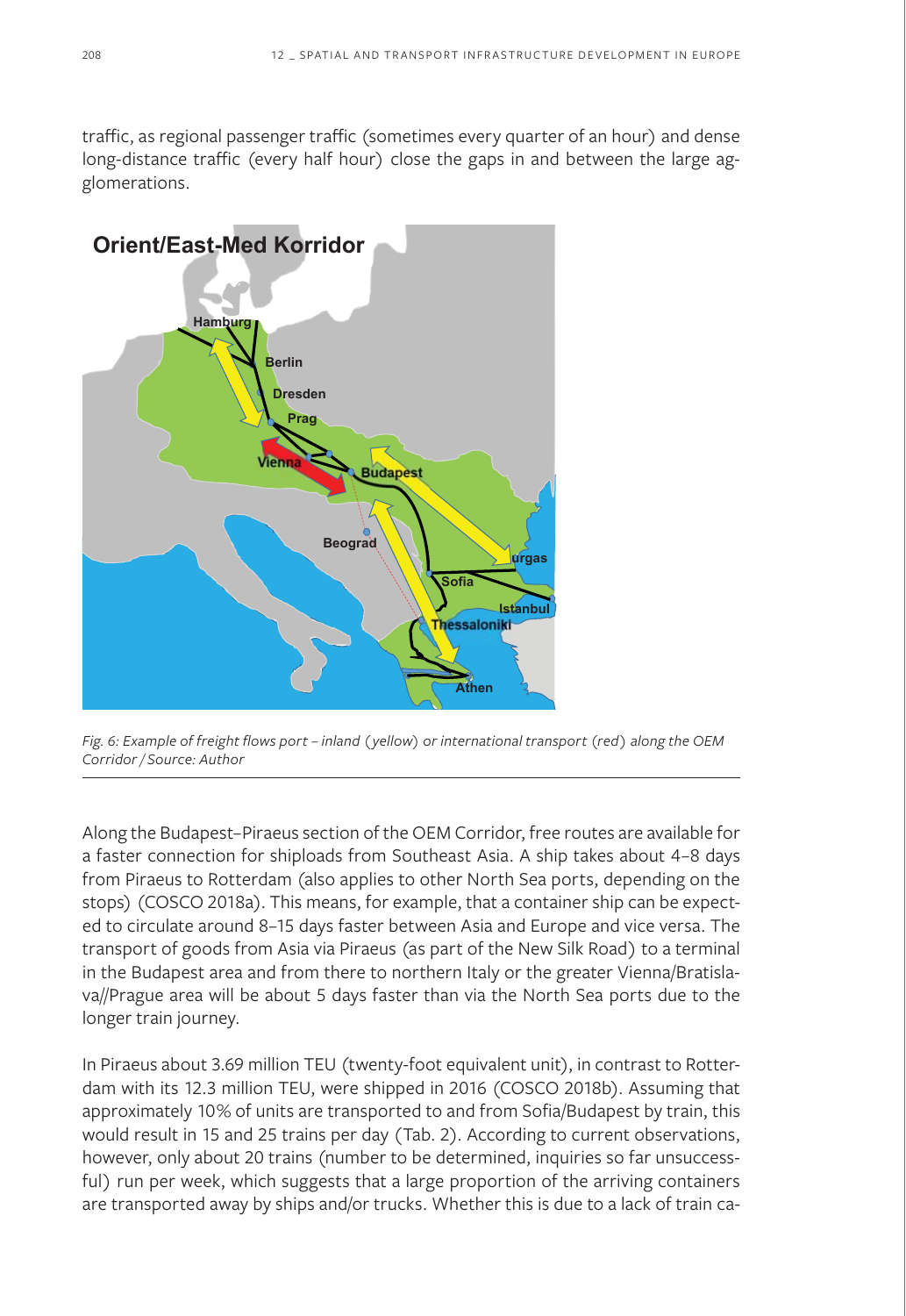traffic, as regional passenger traffic (sometimes every quarter of an hour) and dense long-distance traffic (every half hour) close the gaps in and between the large agglomerations.

*Fig. 6: Example of freight flows port – inland (yellow) or international transport (red) along the OEM Corridor / Source: Author*

Along the Budapest–Piraeus section of the OEM Corridor, free routes are available for a faster connection for shiploads from Southeast Asia. A ship takes about 4–8 days from Piraeus to Rotterdam (also applies to other North Sea ports, depending on the stops) (COSCO 2018a). This means, for example, that a container ship can be expected to circulate around 8–15 days faster between Asia and Europe and vice versa. The transport of goods from Asia via Piraeus (as part of the New Silk Road) to a terminal in the Budapest area and from there to northern Italy or the greater Vienna/Bratislava//Prague area will be about 5 days faster than via the North Sea ports due to the longer train journey.

In Piraeus about 3.69 million TEU (twenty-foot equivalent unit), in contrast to Rotterdam with its 12.3 million TEU, were shipped in 2016 (COSCO 2018b). Assuming that approximately 10% of units are transported to and from Sofia/Budapest by train, this would result in 15 and 25 trains per day (Tab. 2). According to current observations, however, only about 20 trains (number to be determined, inquiries so far unsuccessful) run per week, which suggests that a large proportion of the arriving containers are transported away by ships and/or trucks. Whether this is due to a lack of train ca-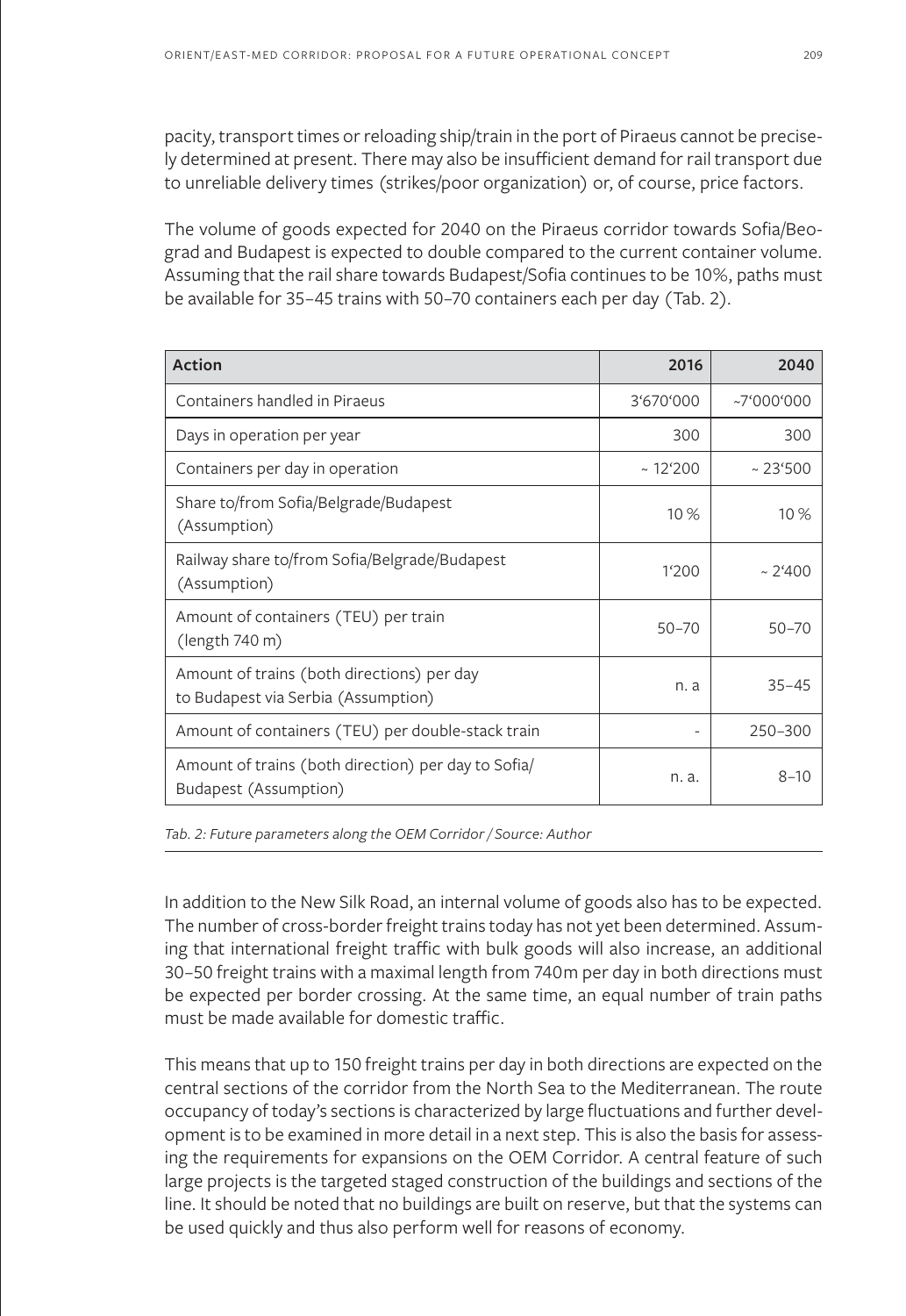pacity, transport times or reloading ship/train in the port of Piraeus cannot be precisely determined at present. There may also be insufficient demand for rail transport due to unreliable delivery times (strikes/poor organization) or, of course, price factors.

The volume of goods expected for 2040 on the Piraeus corridor towards Sofia/Beograd and Budapest is expected to double compared to the current container volume. Assuming that the rail share towards Budapest/Sofia continues to be 10%, paths must be available for 35–45 trains with 50–70 containers each per day (Tab. 2).

| Action | 2016 | 2040 |
|---|---|---|
| Containers handled in Piraeus | 3‘670‘000 | ~7‘000‘000 |
| Days in operation per year | 300 | 300 |
| Containers per day in operation | ~ 12‘200 | ~ 23‘500 |
| Share to/from Sofia/Belgrade/Budapest (Assumption) | 10 % | 10 % |
| Railway share to/from Sofia/Belgrade/Budapest (Assumption) | 1‘200 | ~ 2‘400 |
| Amount of containers (TEU) per train (length 740 m) | 50–70 | 50–70 |
| Amount of trains (both directions) per day to Budapest via Serbia (Assumption) | n. a | 35–45 |
| Amount of containers (TEU) per double-stack train | - | 250–300 |
| Amount of trains (both direction) per day to Sofia/Budapest (Assumption) | n. a. | 8–10 |

*Tab. 2: Future parameters along the OEM Corridor / Source: Author*

In addition to the New Silk Road, an internal volume of goods also has to be expected. The number of cross-border freight trains today has not yet been determined. Assuming that international freight traffic with bulk goods will also increase, an additional 30–50 freight trains with a maximal length from 740m per day in both directions must be expected per border crossing. At the same time, an equal number of train paths must be made available for domestic traffic.

This means that up to 150 freight trains per day in both directions are expected on the central sections of the corridor from the North Sea to the Mediterranean. The route occupancy of today's sections is characterized by large fluctuations and further development is to be examined in more detail in a next step. This is also the basis for assessing the requirements for expansions on the OEM Corridor. A central feature of such large projects is the targeted staged construction of the buildings and sections of the line. It should be noted that no buildings are built on reserve, but that the systems can be used quickly and thus also perform well for reasons of economy.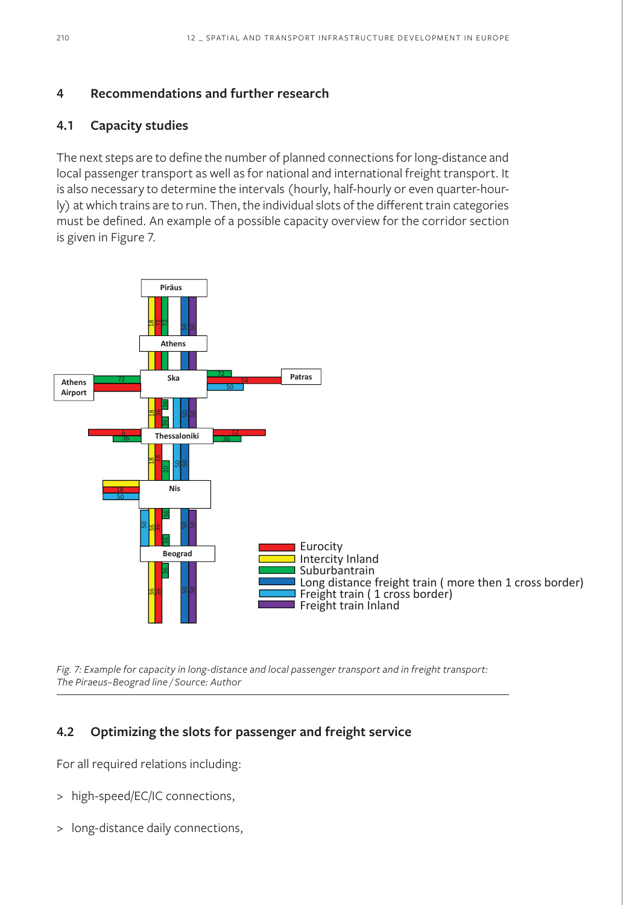## 4 Recommendations and further research

### 4.1 Capacity studies

The next steps are to define the number of planned connections for long-distance and local passenger transport as well as for national and international freight transport. It is also necessary to determine the intervals (hourly, half-hourly or even quarter-hourly) at which trains are to run. Then, the individual slots of the different train categories must be defined. An example of a possible capacity overview for the corridor section is given in Figure 7.

*Fig. 7: Example for capacity in long-distance and local passenger transport and in freight transport: The Piraeus–Beograd line / Source: Author*

### 4.2 Optimizing the slots for passenger and freight service

For all required relations including:

> high-speed/EC/IC connections,

> long-distance daily connections,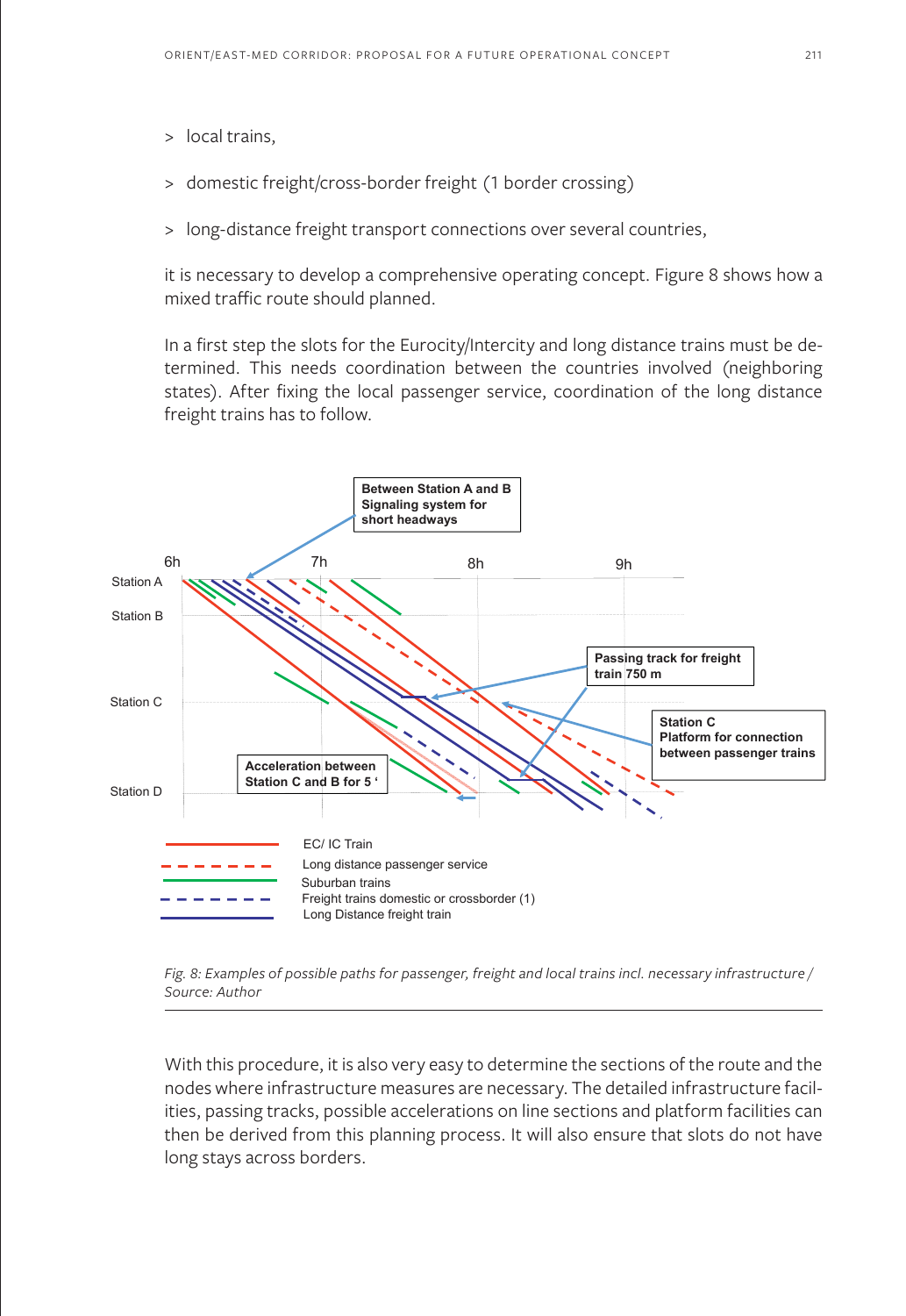> local trains,

> domestic freight/cross-border freight (1 border crossing)

> long-distance freight transport connections over several countries,

it is necessary to develop a comprehensive operating concept. Figure 8 shows how a mixed traffic route should planned.

In a first step the slots for the Eurocity/Intercity and long distance trains must be determined. This needs coordination between the countries involved (neighboring states). After fixing the local passenger service, coordination of the long distance freight trains has to follow.

*Fig. 8: Examples of possible paths for passenger, freight and local trains incl. necessary infrastructure / Source: Author*

With this procedure, it is also very easy to determine the sections of the route and the nodes where infrastructure measures are necessary. The detailed infrastructure facilities, passing tracks, possible accelerations on line sections and platform facilities can then be derived from this planning process. It will also ensure that slots do not have long stays across borders.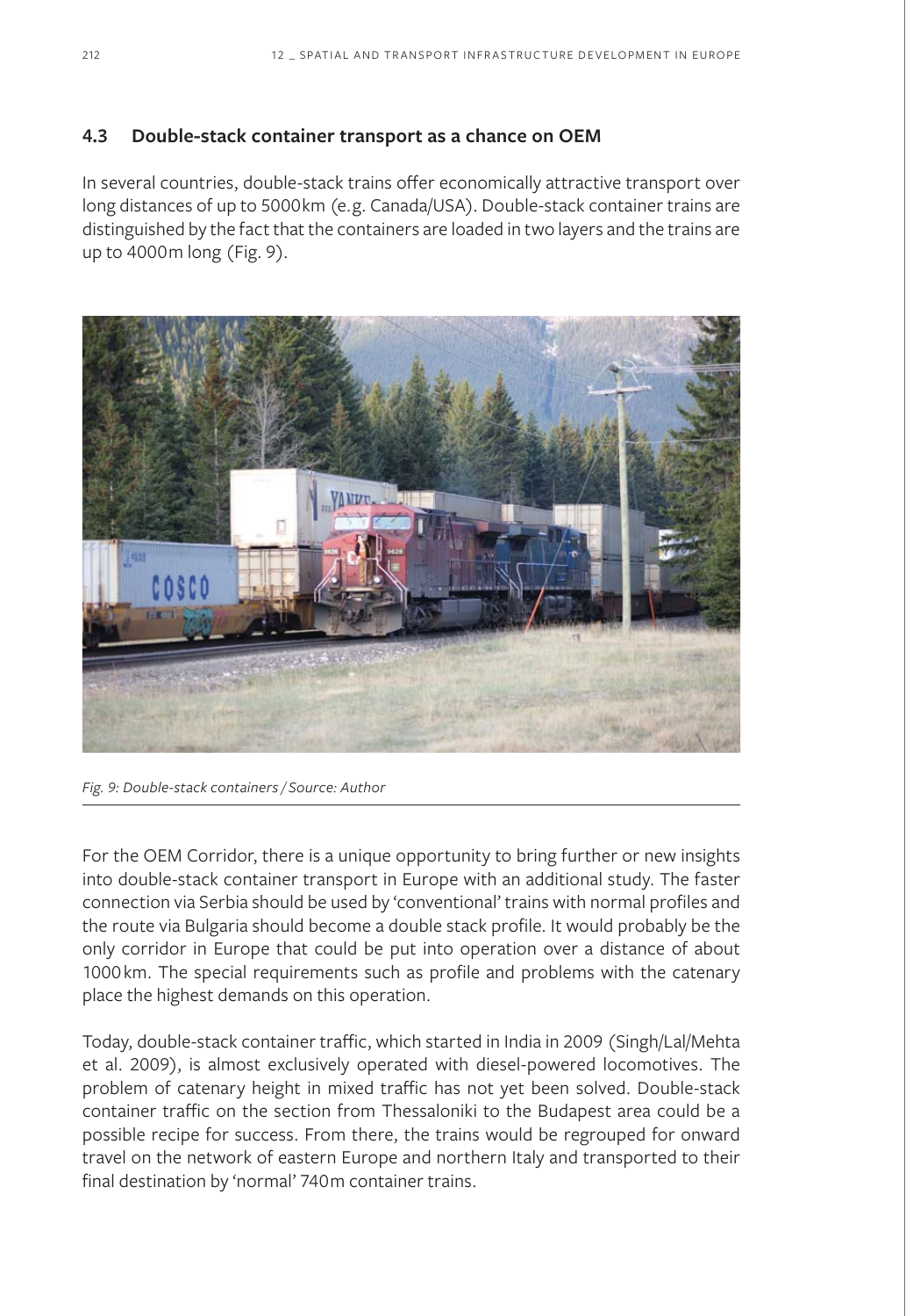### 4.3 Double-stack container transport as a chance on OEM

In several countries, double-stack trains offer economically attractive transport over long distances of up to 5000 km (e.g. Canada/USA). Double-stack container trains are distinguished by the fact that the containers are loaded in two layers and the trains are up to 4000 m long (Fig. 9).

*Fig. 9: Double-stack containers / Source: Author*

For the OEM Corridor, there is a unique opportunity to bring further or new insights into double-stack container transport in Europe with an additional study. The faster connection via Serbia should be used by 'conventional' trains with normal profiles and the route via Bulgaria should become a double stack profile. It would probably be the only corridor in Europe that could be put into operation over a distance of about 1000 km. The special requirements such as profile and problems with the catenary place the highest demands on this operation.

Today, double-stack container traffic, which started in India in 2009 (Singh/Lal/Mehta et al. 2009), is almost exclusively operated with diesel-powered locomotives. The problem of catenary height in mixed traffic has not yet been solved. Double-stack container traffic on the section from Thessaloniki to the Budapest area could be a possible recipe for success. From there, the trains would be regrouped for onward travel on the network of eastern Europe and northern Italy and transported to their final destination by 'normal' 740 m container trains.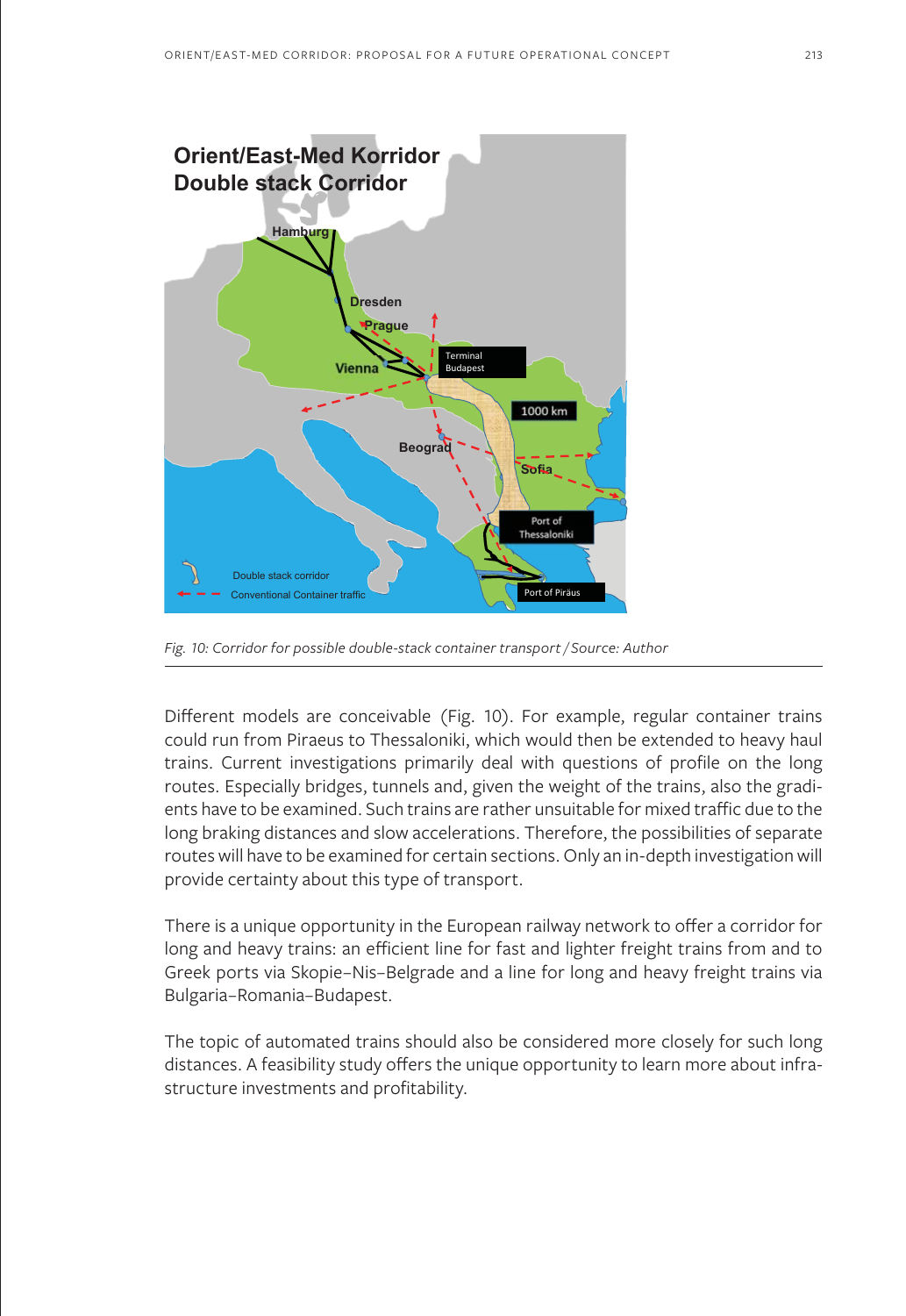*Fig. 10: Corridor for possible double-stack container transport / Source: Author*

Different models are conceivable (Fig. 10). For example, regular container trains could run from Piraeus to Thessaloniki, which would then be extended to heavy haul trains. Current investigations primarily deal with questions of profile on the long routes. Especially bridges, tunnels and, given the weight of the trains, also the gradients have to be examined. Such trains are rather unsuitable for mixed traffic due to the long braking distances and slow accelerations. Therefore, the possibilities of separate routes will have to be examined for certain sections. Only an in-depth investigation will provide certainty about this type of transport.

There is a unique opportunity in the European railway network to offer a corridor for long and heavy trains: an efficient line for fast and lighter freight trains from and to Greek ports via Skopie–Nis–Belgrade and a line for long and heavy freight trains via Bulgaria–Romania–Budapest.

The topic of automated trains should also be considered more closely for such long distances. A feasibility study offers the unique opportunity to learn more about infrastructure investments and profitability.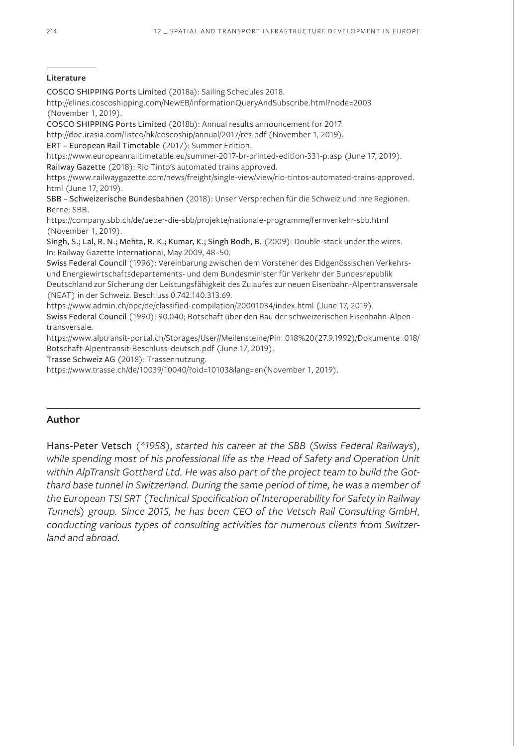#### Literature

COSCO SHIPPING Ports Limited (2018a): Sailing Schedules 2018.
http://elines.coscoshipping.com/NewEB/informationQueryAndSubscribe.html?node=2003 (November 1, 2019).

COSCO SHIPPING Ports Limited (2018b): Annual results announcement for 2017.
http://doc.irasia.com/listco/hk/coscoship/annual/2017/res.pdf (November 1, 2019).

ERT – European Rail Timetable (2017): Summer Edition.
https://www.europeanrailtimetable.eu/summer-2017-br-printed-edition-331-p.asp (June 17, 2019).

Railway Gazette (2018): Rio Tinto's automated trains approved.
https://www.railwaygazette.com/news/freight/single-view/view/rio-tintos-automated-trains-approved.html (June 17, 2019).

SBB – Schweizerische Bundesbahnen (2018): Unser Versprechen für die Schweiz und ihre Regionen. Berne: SBB.
https://company.sbb.ch/de/ueber-die-sbb/projekte/nationale-programme/fernverkehr-sbb.html (November 1, 2019).

Singh, S.; Lal, R. N.; Mehta, R. K.; Kumar, K.; Singh Bodh, B. (2009): Double-stack under the wires. In: Railway Gazette International, May 2009, 48–50.

Swiss Federal Council (1996): Vereinbarung zwischen dem Vorsteher des Eidgenössischen Verkehrs- und Energiewirtschaftsdepartements- und dem Bundesminister für Verkehr der Bundesrepublik Deutschland zur Sicherung der Leistungsfähigkeit des Zulaufes zur neuen Eisenbahn-Alpentransversale (NEAT) in der Schweiz. Beschluss 0.742.140.313.69.
https://www.admin.ch/opc/de/classified-compilation/20001034/index.html (June 17, 2019).

Swiss Federal Council (1990): 90.040; Botschaft über den Bau der schweizerischen Eisenbahn-Alpentransversale.
https://www.alptransit-portal.ch/Storages/User//Meilensteine/Pin_018%20(27.9.1992)/Dokumente_018/Botschaft-Alpentransit-Beschluss-deutsch.pdf (June 17, 2019).

Trasse Schweiz AG (2018): Trassennutzung.
https://www.trasse.ch/de/10039/10040/?oid=10103&lang=en(November 1, 2019).

## Author

Hans-Peter Vetsch *(\*1958), started his career at the SBB (Swiss Federal Railways), while spending most of his professional life as the Head of Safety and Operation Unit within AlpTransit Gotthard Ltd. He was also part of the project team to build the Gotthard base tunnel in Switzerland. During the same period of time, he was a member of the European TSI SRT (Technical Specification of Interoperability for Safety in Railway Tunnels) group. Since 2015, he has been CEO of the Vetsch Rail Consulting GmbH, conducting various types of consulting activities for numerous clients from Switzerland and abroad.*